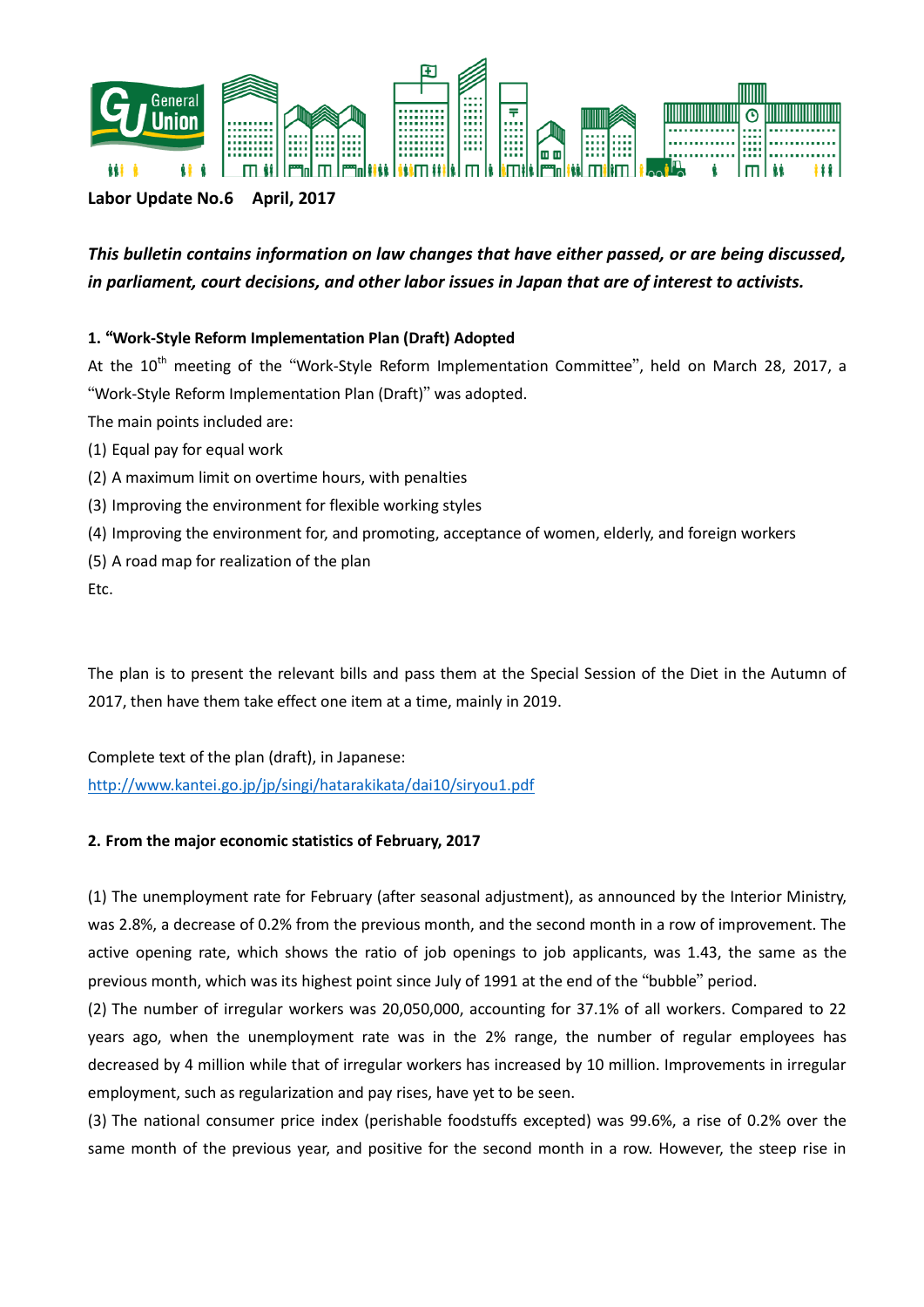**Labor Update No.6  April, 2017**

***This bulletin contains information on law changes that have either passed, or are being discussed, in parliament, court decisions, and other labor issues in Japan that are of interest to activists.***

**1. "Work-Style Reform Implementation Plan (Draft) Adopted**

At the 10th meeting of the "Work-Style Reform Implementation Committee", held on March 28, 2017, a "Work-Style Reform Implementation Plan (Draft)" was adopted.

The main points included are:

(1) Equal pay for equal work
(2) A maximum limit on overtime hours, with penalties
(3) Improving the environment for flexible working styles
(4) Improving the environment for, and promoting, acceptance of women, elderly, and foreign workers
(5) A road map for realization of the plan
Etc.

The plan is to present the relevant bills and pass them at the Special Session of the Diet in the Autumn of 2017, then have them take effect one item at a time, mainly in 2019.

Complete text of the plan (draft), in Japanese:
http://www.kantei.go.jp/jp/singi/hatarakikata/dai10/siryou1.pdf

**2. From the major economic statistics of February, 2017**

(1) The unemployment rate for February (after seasonal adjustment), as announced by the Interior Ministry, was 2.8%, a decrease of 0.2% from the previous month, and the second month in a row of improvement. The active opening rate, which shows the ratio of job openings to job applicants, was 1.43, the same as the previous month, which was its highest point since July of 1991 at the end of the "bubble" period.

(2) The number of irregular workers was 20,050,000, accounting for 37.1% of all workers. Compared to 22 years ago, when the unemployment rate was in the 2% range, the number of regular employees has decreased by 4 million while that of irregular workers has increased by 10 million. Improvements in irregular employment, such as regularization and pay rises, have yet to be seen.

(3) The national consumer price index (perishable foodstuffs excepted) was 99.6%, a rise of 0.2% over the same month of the previous year, and positive for the second month in a row. However, the steep rise in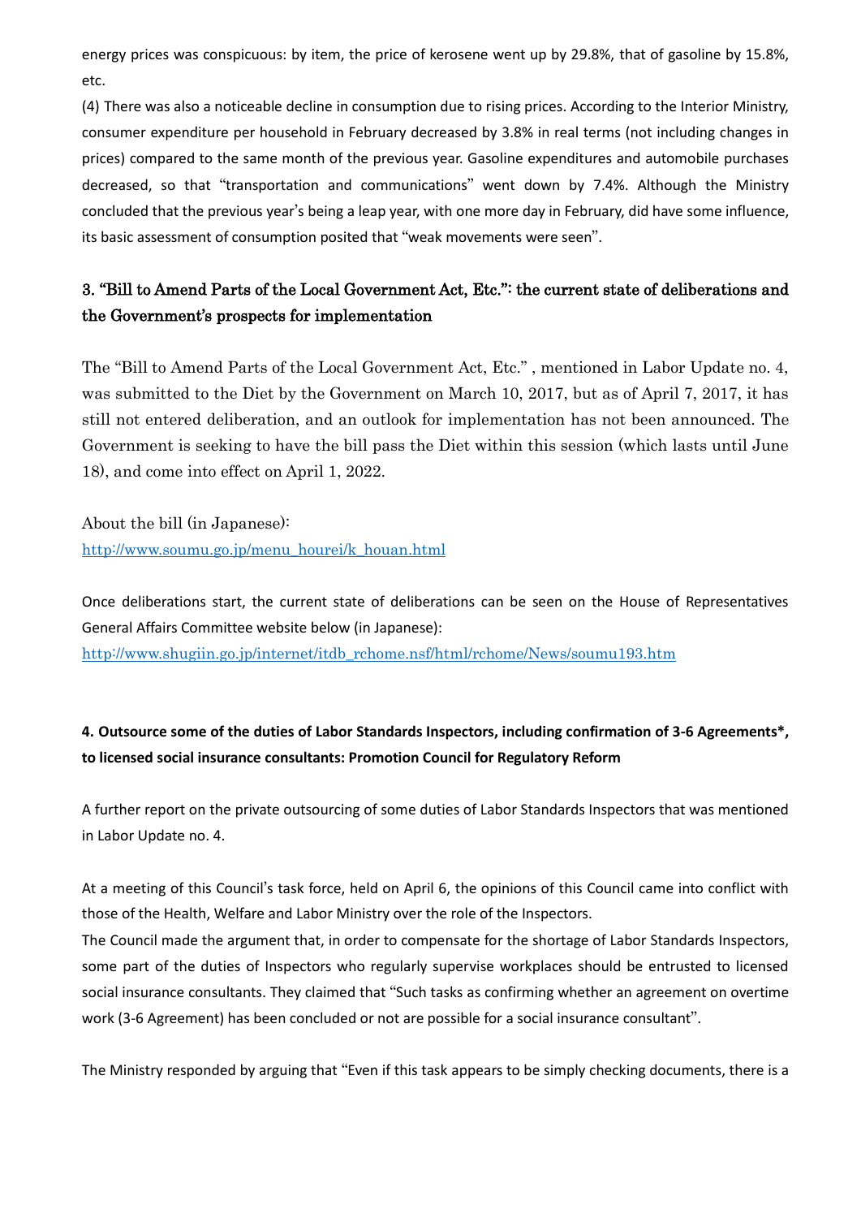energy prices was conspicuous: by item, the price of kerosene went up by 29.8%, that of gasoline by 15.8%, etc.

(4) There was also a noticeable decline in consumption due to rising prices. According to the Interior Ministry, consumer expenditure per household in February decreased by 3.8% in real terms (not including changes in prices) compared to the same month of the previous year. Gasoline expenditures and automobile purchases decreased, so that "transportation and communications" went down by 7.4%. Although the Ministry concluded that the previous year's being a leap year, with one more day in February, did have some influence, its basic assessment of consumption posited that "weak movements were seen".

## 3. "Bill to Amend Parts of the Local Government Act, Etc.": the current state of deliberations and the Government's prospects for implementation

The "Bill to Amend Parts of the Local Government Act, Etc." , mentioned in Labor Update no. 4, was submitted to the Diet by the Government on March 10, 2017, but as of April 7, 2017, it has still not entered deliberation, and an outlook for implementation has not been announced. The Government is seeking to have the bill pass the Diet within this session (which lasts until June 18), and come into effect on April 1, 2022.

About the bill (in Japanese):
http://www.soumu.go.jp/menu_hourei/k_houan.html

Once deliberations start, the current state of deliberations can be seen on the House of Representatives General Affairs Committee website below (in Japanese):
http://www.shugiin.go.jp/internet/itdb_rchome.nsf/html/rchome/News/soumu193.htm

## 4. Outsource some of the duties of Labor Standards Inspectors, including confirmation of 3-6 Agreements*, to licensed social insurance consultants: Promotion Council for Regulatory Reform

A further report on the private outsourcing of some duties of Labor Standards Inspectors that was mentioned in Labor Update no. 4.

At a meeting of this Council's task force, held on April 6, the opinions of this Council came into conflict with those of the Health, Welfare and Labor Ministry over the role of the Inspectors.
The Council made the argument that, in order to compensate for the shortage of Labor Standards Inspectors, some part of the duties of Inspectors who regularly supervise workplaces should be entrusted to licensed social insurance consultants. They claimed that "Such tasks as confirming whether an agreement on overtime work (3-6 Agreement) has been concluded or not are possible for a social insurance consultant".

The Ministry responded by arguing that "Even if this task appears to be simply checking documents, there is a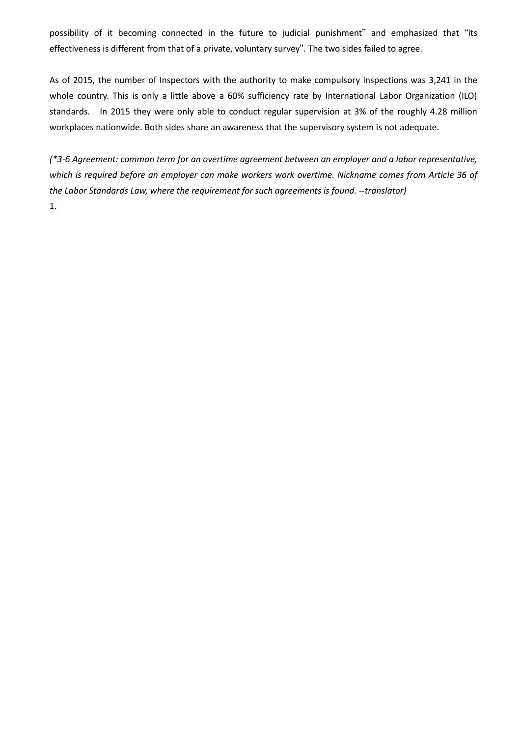possibility of it becoming connected in the future to judicial punishment" and emphasized that "its effectiveness is different from that of a private, voluntary survey". The two sides failed to agree.

As of 2015, the number of Inspectors with the authority to make compulsory inspections was 3,241 in the whole country. This is only a little above a 60% sufficiency rate by International Labor Organization (ILO) standards. In 2015 they were only able to conduct regular supervision at 3% of the roughly 4.28 million workplaces nationwide. Both sides share an awareness that the supervisory system is not adequate.

*(*3-6 Agreement: common term for an overtime agreement between an employer and a labor representative, which is required before an employer can make workers work overtime. Nickname comes from Article 36 of the Labor Standards Law, where the requirement for such agreements is found. --translator)*

1.